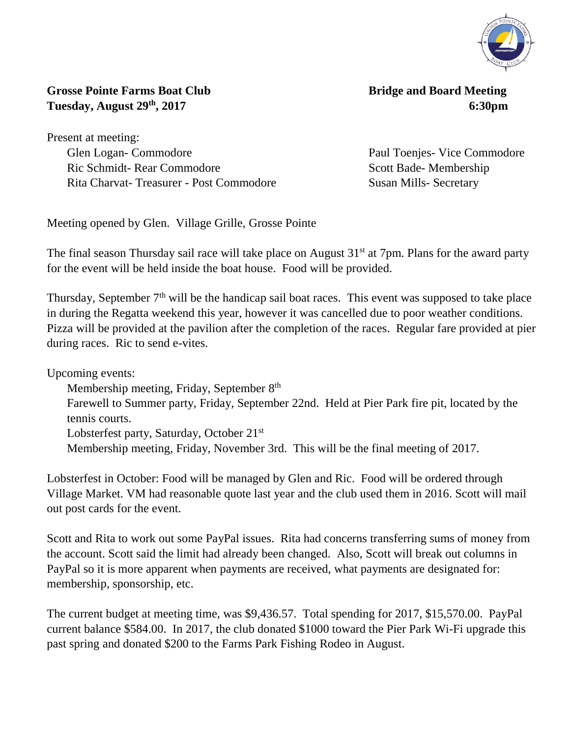**Grosse Pointe Farms Boat Club** **Bridge and Board Meeting**
**Tuesday, August 29th, 2017** **6:30pm**

Present at meeting:

- Glen Logan- Commodore
- Paul Toenjes- Vice Commodore
- Ric Schmidt- Rear Commodore
- Scott Bade- Membership
- Rita Charvat- Treasurer - Post Commodore
- Susan Mills- Secretary

Meeting opened by Glen. Village Grille, Grosse Pointe

The final season Thursday sail race will take place on August 31st at 7pm. Plans for the award party for the event will be held inside the boat house. Food will be provided.

Thursday, September 7th will be the handicap sail boat races. This event was supposed to take place in during the Regatta weekend this year, however it was cancelled due to poor weather conditions. Pizza will be provided at the pavilion after the completion of the races. Regular fare provided at pier during races. Ric to send e-vites.

Upcoming events:

- Membership meeting, Friday, September 8th
- Farewell to Summer party, Friday, September 22nd. Held at Pier Park fire pit, located by the tennis courts.
- Lobsterfest party, Saturday, October 21st
- Membership meeting, Friday, November 3rd. This will be the final meeting of 2017.

Lobsterfest in October: Food will be managed by Glen and Ric. Food will be ordered through Village Market. VM had reasonable quote last year and the club used them in 2016. Scott will mail out post cards for the event.

Scott and Rita to work out some PayPal issues. Rita had concerns transferring sums of money from the account. Scott said the limit had already been changed. Also, Scott will break out columns in PayPal so it is more apparent when payments are received, what payments are designated for: membership, sponsorship, etc.

The current budget at meeting time, was $9,436.57. Total spending for 2017, $15,570.00. PayPal current balance $584.00. In 2017, the club donated $1000 toward the Pier Park Wi-Fi upgrade this past spring and donated $200 to the Farms Park Fishing Rodeo in August.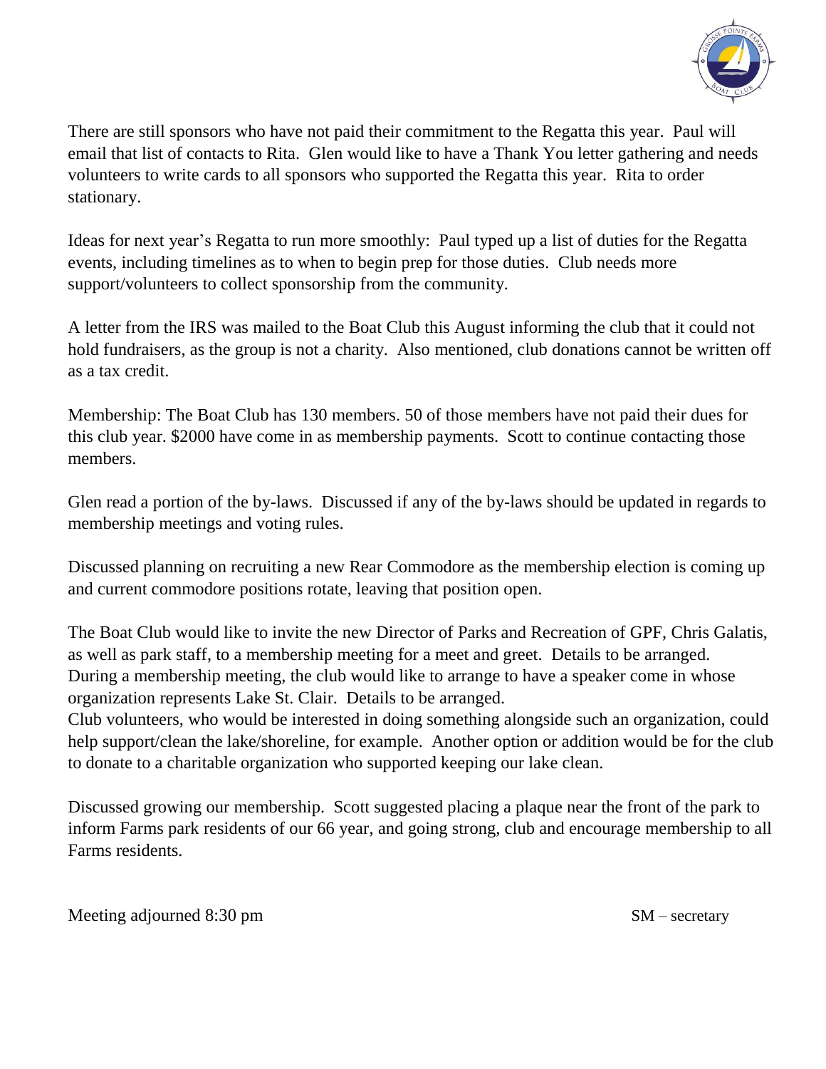There are still sponsors who have not paid their commitment to the Regatta this year. Paul will email that list of contacts to Rita. Glen would like to have a Thank You letter gathering and needs volunteers to write cards to all sponsors who supported the Regatta this year. Rita to order stationary.

Ideas for next year's Regatta to run more smoothly: Paul typed up a list of duties for the Regatta events, including timelines as to when to begin prep for those duties. Club needs more support/volunteers to collect sponsorship from the community.

A letter from the IRS was mailed to the Boat Club this August informing the club that it could not hold fundraisers, as the group is not a charity. Also mentioned, club donations cannot be written off as a tax credit.

Membership: The Boat Club has 130 members. 50 of those members have not paid their dues for this club year. $2000 have come in as membership payments. Scott to continue contacting those members.

Glen read a portion of the by-laws. Discussed if any of the by-laws should be updated in regards to membership meetings and voting rules.

Discussed planning on recruiting a new Rear Commodore as the membership election is coming up and current commodore positions rotate, leaving that position open.

The Boat Club would like to invite the new Director of Parks and Recreation of GPF, Chris Galatis, as well as park staff, to a membership meeting for a meet and greet. Details to be arranged.
During a membership meeting, the club would like to arrange to have a speaker come in whose organization represents Lake St. Clair. Details to be arranged.
Club volunteers, who would be interested in doing something alongside such an organization, could help support/clean the lake/shoreline, for example. Another option or addition would be for the club to donate to a charitable organization who supported keeping our lake clean.

Discussed growing our membership. Scott suggested placing a plaque near the front of the park to inform Farms park residents of our 66 year, and going strong, club and encourage membership to all Farms residents.

Meeting adjourned 8:30 pm

SM – secretary